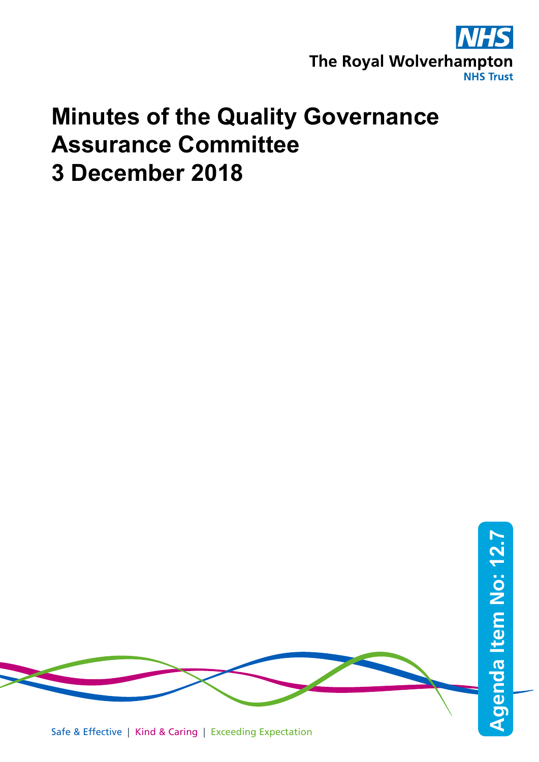NHS

The Royal Wolverhampton NHS Trust

# Minutes of the Quality Governance Assurance Committee 3 December 2018

Agenda Item No: 12.7

Safe & Effective | Kind & Caring | Exceeding Expectation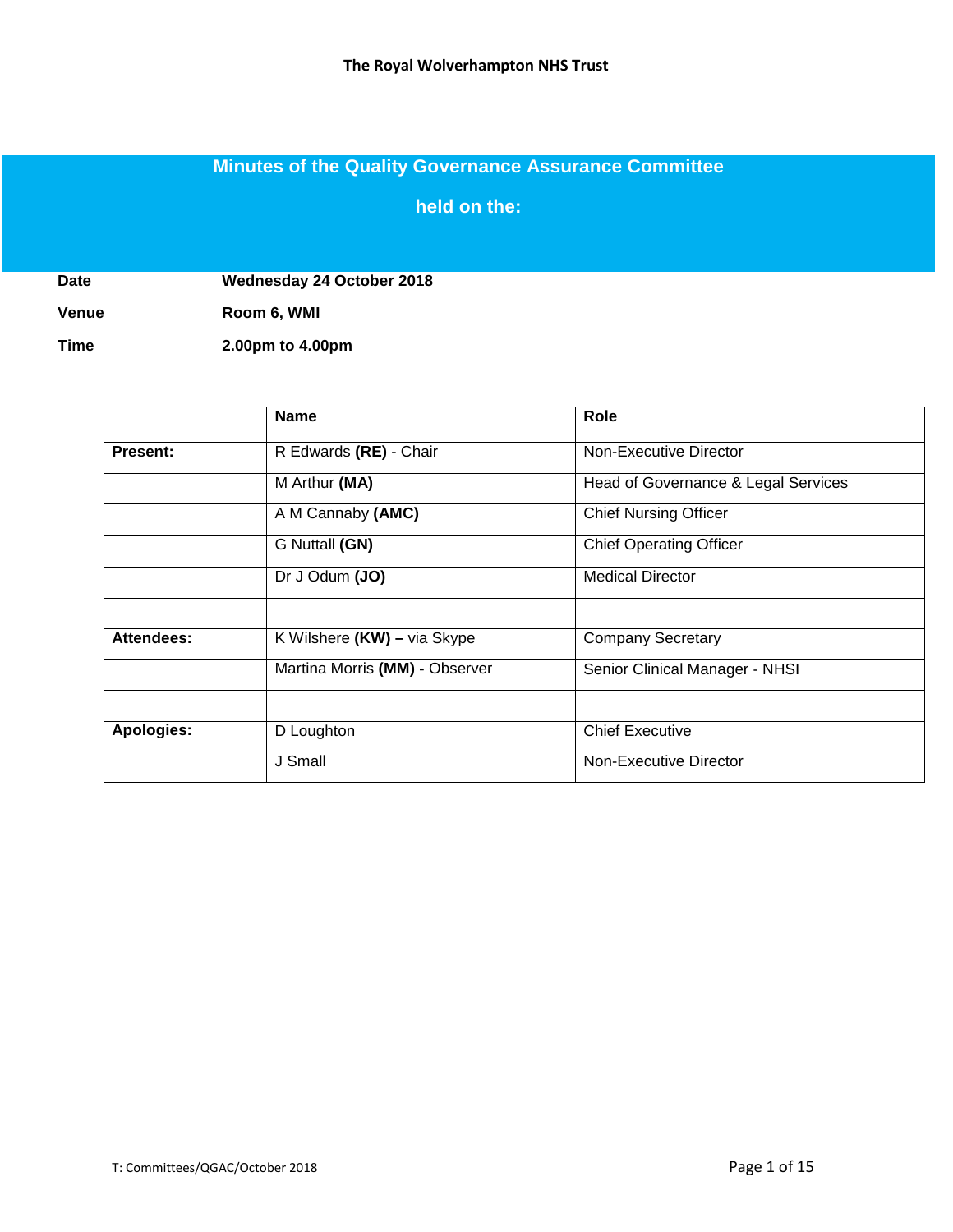**The Royal Wolverhampton NHS Trust**

# Minutes of the Quality Governance Assurance Committee

## held on the:

**Date** **Wednesday 24 October 2018**

**Venue** **Room 6, WMI**

**Time** **2.00pm to 4.00pm**

| | **Name** | **Role** |
|---|---|---|
| **Present:** | R Edwards **(RE)** - Chair | Non-Executive Director |
| | M Arthur **(MA)** | Head of Governance & Legal Services |
| | A M Cannaby **(AMC)** | Chief Nursing Officer |
| | G Nuttall **(GN)** | Chief Operating Officer |
| | Dr J Odum **(JO)** | Medical Director |
| | | |
| **Attendees:** | K Wilshere **(KW) –** via Skype | Company Secretary |
| | Martina Morris **(MM) -** Observer | Senior Clinical Manager - NHSI |
| | | |
| **Apologies:** | D Loughton | Chief Executive |
| | J Small | Non-Executive Director |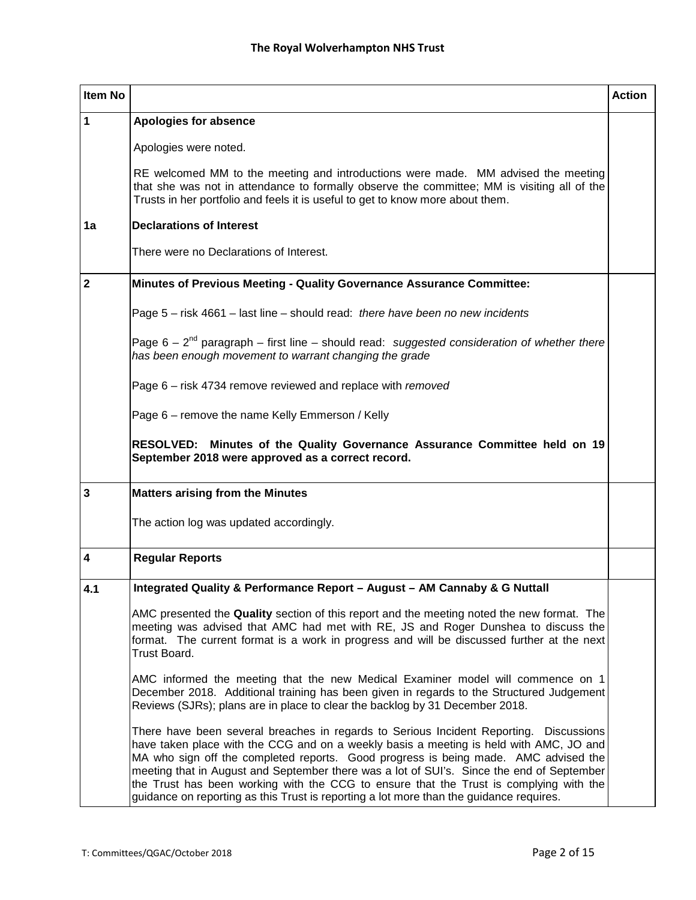| Item No | | Action |
|---|---|---|
| **1** | **Apologies for absence**<br><br>Apologies were noted.<br><br>RE welcomed MM to the meeting and introductions were made. MM advised the meeting that she was not in attendance to formally observe the committee; MM is visiting all of the Trusts in her portfolio and feels it is useful to get to know more about them. | |
| **1a** | **Declarations of Interest**<br><br>There were no Declarations of Interest. | |
| **2** | **Minutes of Previous Meeting - Quality Governance Assurance Committee:**<br><br>Page 5 – risk 4661 – last line – should read: *there have been no new incidents*<br><br>Page 6 – 2nd paragraph – first line – should read: *suggested consideration of whether there has been enough movement to warrant changing the grade*<br><br>Page 6 – risk 4734 remove reviewed and replace with *removed*<br><br>Page 6 – remove the name Kelly Emmerson / Kelly<br><br>**RESOLVED: Minutes of the Quality Governance Assurance Committee held on 19 September 2018 were approved as a correct record.** | |
| **3** | **Matters arising from the Minutes**<br><br>The action log was updated accordingly. | |
| **4** | **Regular Reports** | |
| **4.1** | **Integrated Quality & Performance Report – August – AM Cannaby & G Nuttall**<br><br>AMC presented the **Quality** section of this report and the meeting noted the new format. The meeting was advised that AMC had met with RE, JS and Roger Dunshea to discuss the format. The current format is a work in progress and will be discussed further at the next Trust Board.<br><br>AMC informed the meeting that the new Medical Examiner model will commence on 1 December 2018. Additional training has been given in regards to the Structured Judgement Reviews (SJRs); plans are in place to clear the backlog by 31 December 2018.<br><br>There have been several breaches in regards to Serious Incident Reporting. Discussions have taken place with the CCG and on a weekly basis a meeting is held with AMC, JO and MA who sign off the completed reports. Good progress is being made. AMC advised the meeting that in August and September there was a lot of SUI's. Since the end of September the Trust has been working with the CCG to ensure that the Trust is complying with the guidance on reporting as this Trust is reporting a lot more than the guidance requires. | |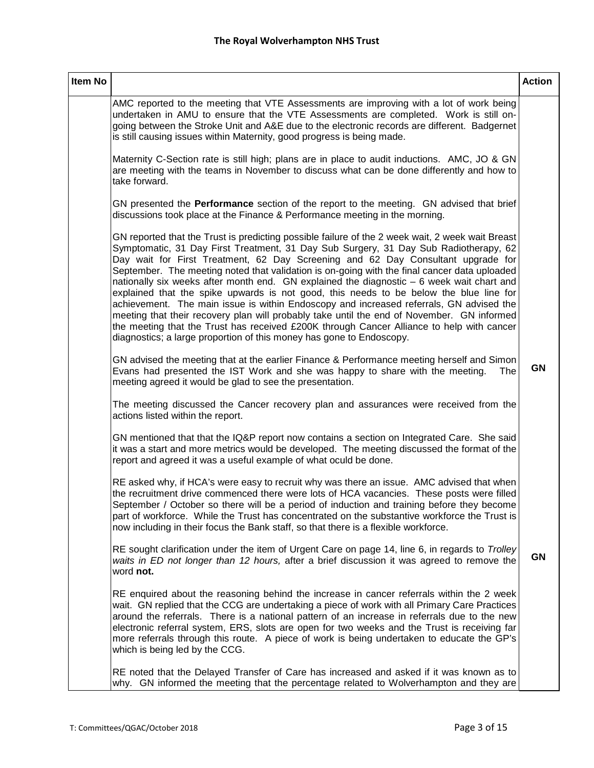| Item No | | Action |
|---|---|---|
| | AMC reported to the meeting that VTE Assessments are improving with a lot of work being undertaken in AMU to ensure that the VTE Assessments are completed. Work is still on-going between the Stroke Unit and A&E due to the electronic records are different. Badgernet is still causing issues within Maternity, good progress is being made.<br><br>Maternity C-Section rate is still high; plans are in place to audit inductions. AMC, JO & GN are meeting with the teams in November to discuss what can be done differently and how to take forward.<br><br>GN presented the **Performance** section of the report to the meeting. GN advised that brief discussions took place at the Finance & Performance meeting in the morning.<br><br>GN reported that the Trust is predicting possible failure of the 2 week wait, 2 week wait Breast Symptomatic, 31 Day First Treatment, 31 Day Sub Surgery, 31 Day Sub Radiotherapy, 62 Day wait for First Treatment, 62 Day Screening and 62 Day Consultant upgrade for September. The meeting noted that validation is on-going with the final cancer data uploaded nationally six weeks after month end. GN explained the diagnostic – 6 week wait chart and explained that the spike upwards is not good, this needs to be below the blue line for achievement. The main issue is within Endoscopy and increased referrals, GN advised the meeting that their recovery plan will probably take until the end of November. GN informed the meeting that the Trust has received £200K through Cancer Alliance to help with cancer diagnostics; a large proportion of this money has gone to Endoscopy.<br><br>GN advised the meeting that at the earlier Finance & Performance meeting herself and Simon Evans had presented the IST Work and she was happy to share with the meeting. The meeting agreed it would be glad to see the presentation. | GN |
| | The meeting discussed the Cancer recovery plan and assurances were received from the actions listed within the report.<br><br>GN mentioned that that the IQ&P report now contains a section on Integrated Care. She said it was a start and more metrics would be developed. The meeting discussed the format of the report and agreed it was a useful example of what oculd be done.<br><br>RE asked why, if HCA's were easy to recruit why was there an issue. AMC advised that when the recruitment drive commenced there were lots of HCA vacancies. These posts were filled September / October so there will be a period of induction and training before they become part of workforce. While the Trust has concentrated on the substantive workforce the Trust is now including in their focus the Bank staff, so that there is a flexible workforce.<br><br>RE sought clarification under the item of Urgent Care on page 14, line 6, in regards to *Trolley waits in ED not longer than 12 hours,* after a brief discussion it was agreed to remove the word **not.** | GN |
| | RE enquired about the reasoning behind the increase in cancer referrals within the 2 week wait. GN replied that the CCG are undertaking a piece of work with all Primary Care Practices around the referrals. There is a national pattern of an increase in referrals due to the new electronic referral system, ERS, slots are open for two weeks and the Trust is receiving far more referrals through this route. A piece of work is being undertaken to educate the GP's which is being led by the CCG.<br><br>RE noted that the Delayed Transfer of Care has increased and asked if it was known as to why. GN informed the meeting that the percentage related to Wolverhampton and they are | |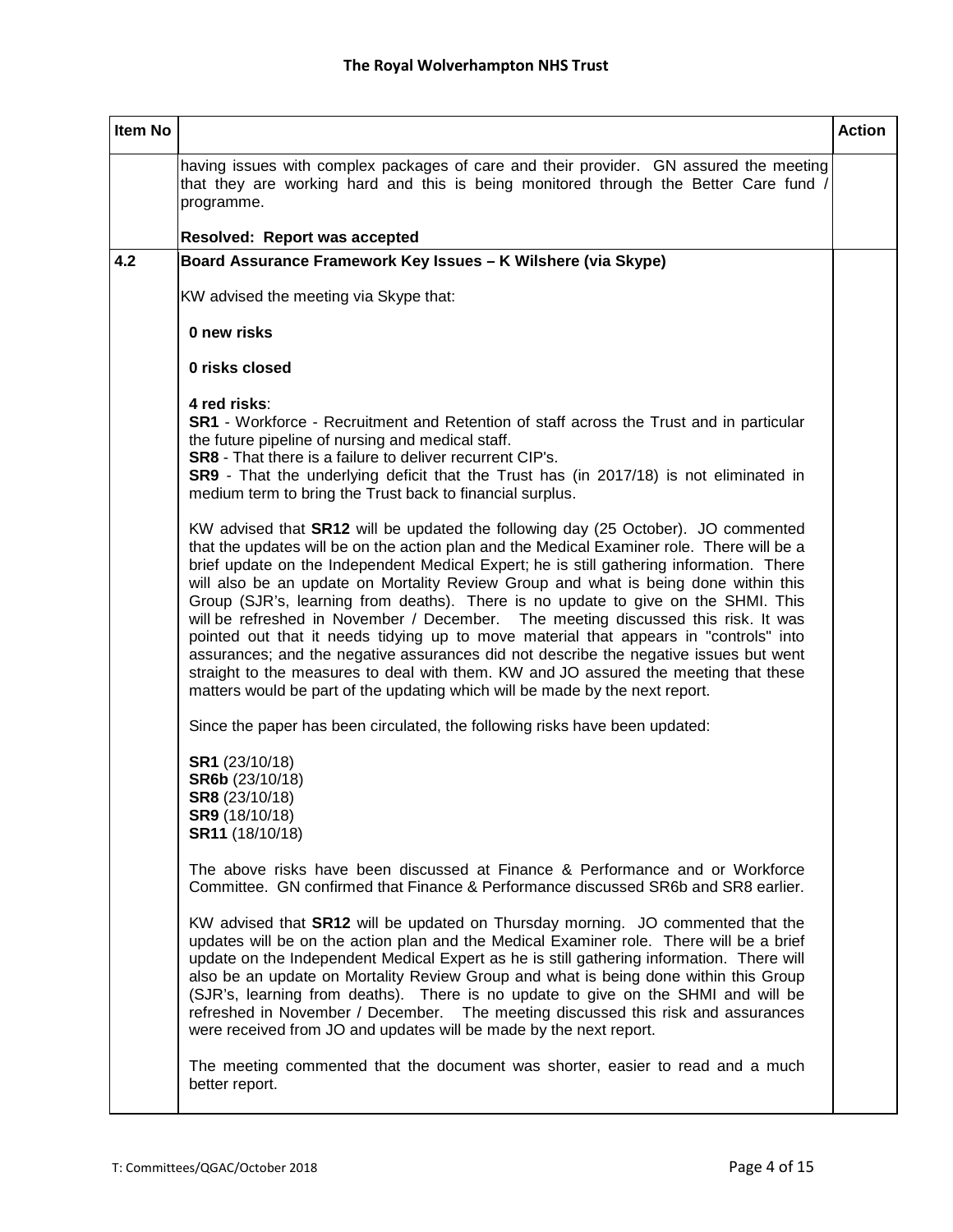| Item No | | Action |
|---|---|---|
| | having issues with complex packages of care and their provider. GN assured the meeting that they are working hard and this is being monitored through the Better Care fund / programme.<br><br>**Resolved: Report was accepted** | |
| **4.2** | **Board Assurance Framework Key Issues – K Wilshere (via Skype)**<br><br>KW advised the meeting via Skype that:<br><br>**0 new risks**<br><br>**0 risks closed**<br><br>**4 red risks**:<br>**SR1** - Workforce - Recruitment and Retention of staff across the Trust and in particular the future pipeline of nursing and medical staff.<br>**SR8** - That there is a failure to deliver recurrent CIP's.<br>**SR9** - That the underlying deficit that the Trust has (in 2017/18) is not eliminated in medium term to bring the Trust back to financial surplus.<br><br>KW advised that **SR12** will be updated the following day (25 October). JO commented that the updates will be on the action plan and the Medical Examiner role. There will be a brief update on the Independent Medical Expert; he is still gathering information. There will also be an update on Mortality Review Group and what is being done within this Group (SJR's, learning from deaths). There is no update to give on the SHMI. This will be refreshed in November / December. The meeting discussed this risk. It was pointed out that it needs tidying up to move material that appears in "controls" into assurances; and the negative assurances did not describe the negative issues but went straight to the measures to deal with them. KW and JO assured the meeting that these matters would be part of the updating which will be made by the next report.<br><br>Since the paper has been circulated, the following risks have been updated:<br><br>**SR1** (23/10/18)<br>**SR6b** (23/10/18)<br>**SR8** (23/10/18)<br>**SR9** (18/10/18)<br>**SR11** (18/10/18)<br><br>The above risks have been discussed at Finance & Performance and or Workforce Committee. GN confirmed that Finance & Performance discussed SR6b and SR8 earlier.<br><br>KW advised that **SR12** will be updated on Thursday morning. JO commented that the updates will be on the action plan and the Medical Examiner role. There will be a brief update on the Independent Medical Expert as he is still gathering information. There will also be an update on Mortality Review Group and what is being done within this Group (SJR's, learning from deaths). There is no update to give on the SHMI and will be refreshed in November / December. The meeting discussed this risk and assurances were received from JO and updates will be made by the next report.<br><br>The meeting commented that the document was shorter, easier to read and a much better report. | |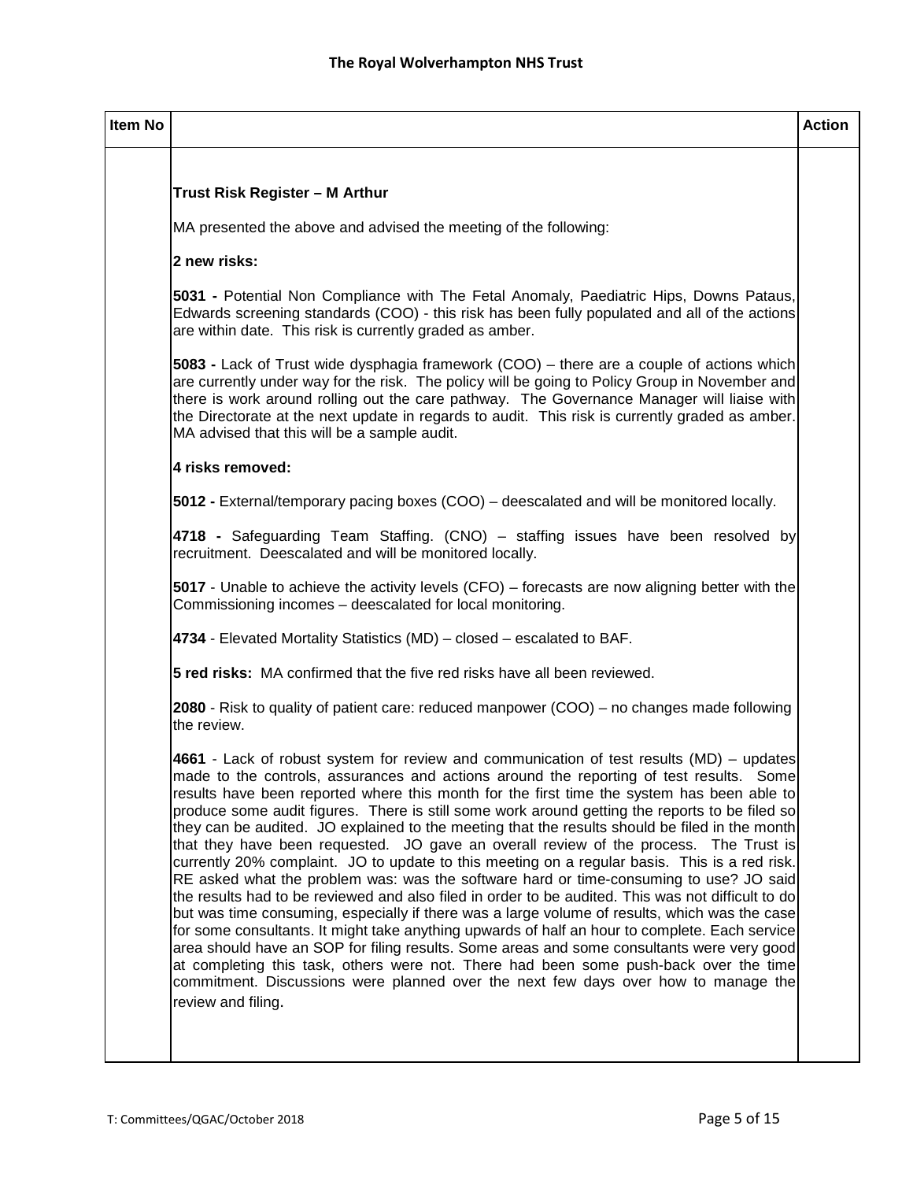| Item No | | Action |
|---|---|---|
| | **Trust Risk Register – M Arthur**<br><br>MA presented the above and advised the meeting of the following:<br><br>**2 new risks:**<br><br>**5031 -** Potential Non Compliance with The Fetal Anomaly, Paediatric Hips, Downs Pataus, Edwards screening standards (COO) - this risk has been fully populated and all of the actions are within date. This risk is currently graded as amber.<br><br>**5083 -** Lack of Trust wide dysphagia framework (COO) – there are a couple of actions which are currently under way for the risk. The policy will be going to Policy Group in November and there is work around rolling out the care pathway. The Governance Manager will liaise with the Directorate at the next update in regards to audit. This risk is currently graded as amber. MA advised that this will be a sample audit.<br><br>**4 risks removed:**<br><br>**5012 -** External/temporary pacing boxes (COO) – deescalated and will be monitored locally.<br><br>**4718 -** Safeguarding Team Staffing. (CNO) – staffing issues have been resolved by recruitment. Deescalated and will be monitored locally.<br><br>**5017** - Unable to achieve the activity levels (CFO) – forecasts are now aligning better with the Commissioning incomes – deescalated for local monitoring.<br><br>**4734** - Elevated Mortality Statistics (MD) – closed – escalated to BAF.<br><br>**5 red risks:** MA confirmed that the five red risks have all been reviewed.<br><br>**2080** - Risk to quality of patient care: reduced manpower (COO) – no changes made following the review.<br><br>**4661** - Lack of robust system for review and communication of test results (MD) – updates made to the controls, assurances and actions around the reporting of test results. Some results have been reported where this month for the first time the system has been able to produce some audit figures. There is still some work around getting the reports to be filed so they can be audited. JO explained to the meeting that the results should be filed in the month that they have been requested. JO gave an overall review of the process. The Trust is currently 20% complaint. JO to update to this meeting on a regular basis. This is a red risk. RE asked what the problem was: was the software hard or time-consuming to use? JO said the results had to be reviewed and also filed in order to be audited. This was not difficult to do but was time consuming, especially if there was a large volume of results, which was the case for some consultants. It might take anything upwards of half an hour to complete. Each service area should have an SOP for filing results. Some areas and some consultants were very good at completing this task, others were not. There had been some push-back over the time commitment. Discussions were planned over the next few days over how to manage the review and filing. | |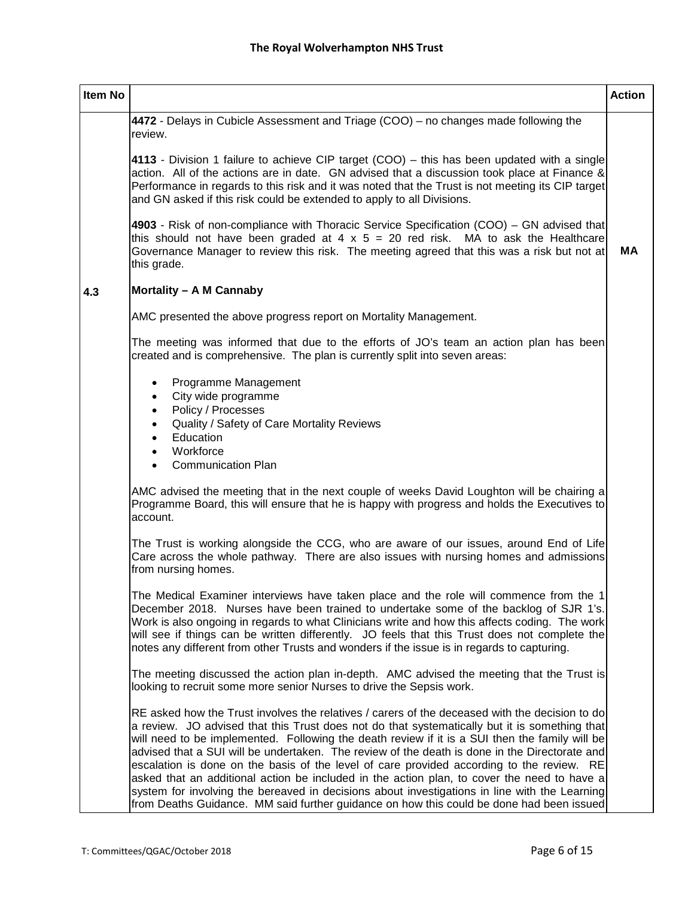| Item No | | Action |
|---|---|---|
| | **4472** - Delays in Cubicle Assessment and Triage (COO) – no changes made following the review.<br><br>**4113** - Division 1 failure to achieve CIP target (COO) – this has been updated with a single action. All of the actions are in date. GN advised that a discussion took place at Finance & Performance in regards to this risk and it was noted that the Trust is not meeting its CIP target and GN asked if this risk could be extended to apply to all Divisions.<br><br>**4903** - Risk of non-compliance with Thoracic Service Specification (COO) – GN advised that this should not have been graded at 4 x 5 = 20 red risk. MA to ask the Healthcare Governance Manager to review this risk. The meeting agreed that this was a risk but not at this grade. | **MA** |
| **4.3** | **Mortality – A M Cannaby**<br><br>AMC presented the above progress report on Mortality Management.<br><br>The meeting was informed that due to the efforts of JO's team an action plan has been created and is comprehensive. The plan is currently split into seven areas:<br><br>• Programme Management<br>• City wide programme<br>• Policy / Processes<br>• Quality / Safety of Care Mortality Reviews<br>• Education<br>• Workforce<br>• Communication Plan<br><br>AMC advised the meeting that in the next couple of weeks David Loughton will be chairing a Programme Board, this will ensure that he is happy with progress and holds the Executives to account.<br><br>The Trust is working alongside the CCG, who are aware of our issues, around End of Life Care across the whole pathway. There are also issues with nursing homes and admissions from nursing homes.<br><br>The Medical Examiner interviews have taken place and the role will commence from the 1 December 2018. Nurses have been trained to undertake some of the backlog of SJR 1's. Work is also ongoing in regards to what Clinicians write and how this affects coding. The work will see if things can be written differently. JO feels that this Trust does not complete the notes any different from other Trusts and wonders if the issue is in regards to capturing.<br><br>The meeting discussed the action plan in-depth. AMC advised the meeting that the Trust is looking to recruit some more senior Nurses to drive the Sepsis work.<br><br>RE asked how the Trust involves the relatives / carers of the deceased with the decision to do a review. JO advised that this Trust does not do that systematically but it is something that will need to be implemented. Following the death review if it is a SUI then the family will be advised that a SUI will be undertaken. The review of the death is done in the Directorate and escalation is done on the basis of the level of care provided according to the review. RE asked that an additional action be included in the action plan, to cover the need to have a system for involving the bereaved in decisions about investigations in line with the Learning from Deaths Guidance. MM said further guidance on how this could be done had been issued | |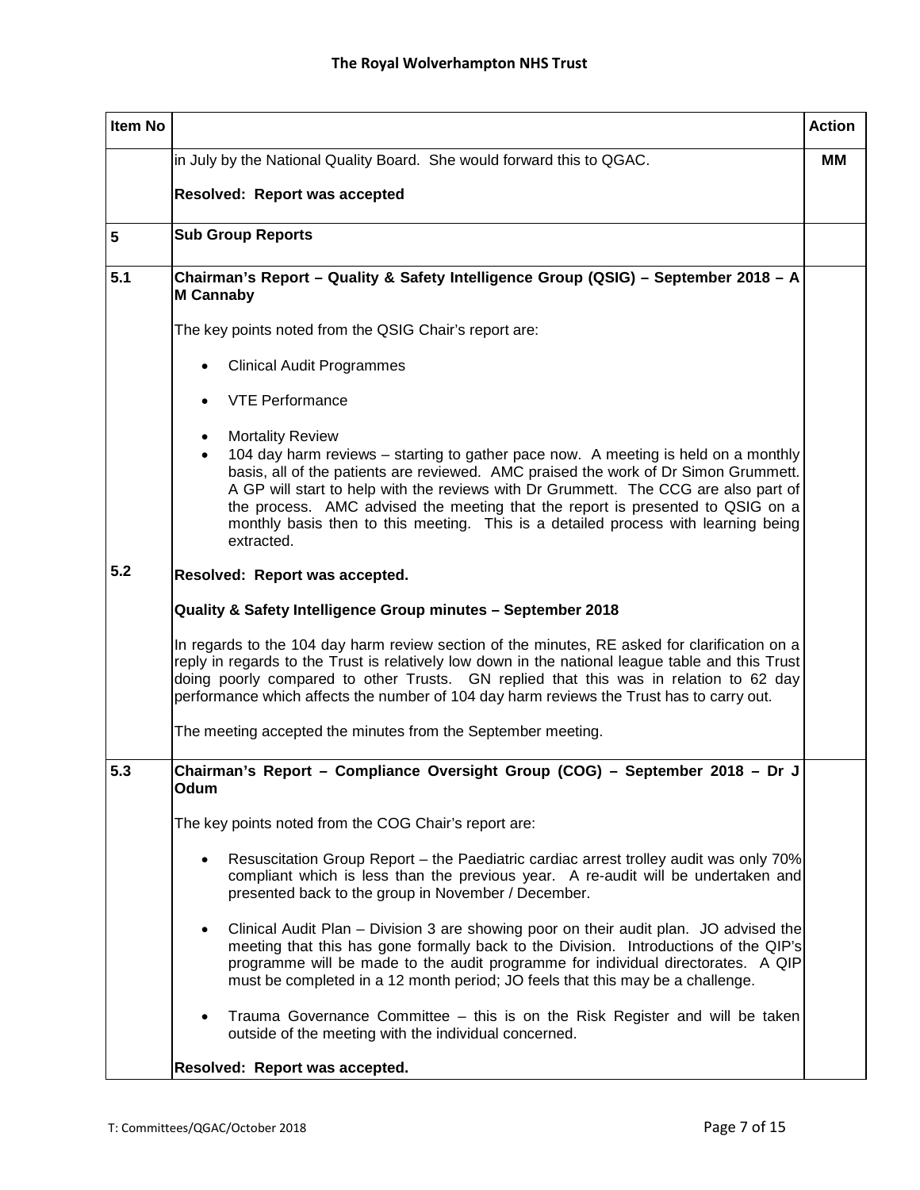| Item No | | Action |
|---|---|---|
| | in July by the National Quality Board. She would forward this to QGAC.<br><br>**Resolved: Report was accepted** | **MM** |
| **5** | **Sub Group Reports** | |
| **5.1**<br><br><br><br><br><br><br><br><br><br><br><br><br><br><br>**5.2** | **Chairman's Report – Quality & Safety Intelligence Group (QSIG) – September 2018 – A M Cannaby**<br><br>The key points noted from the QSIG Chair's report are:<br><br>• Clinical Audit Programmes<br>• VTE Performance<br>• Mortality Review<br>• 104 day harm reviews – starting to gather pace now. A meeting is held on a monthly basis, all of the patients are reviewed. AMC praised the work of Dr Simon Grummett. A GP will start to help with the reviews with Dr Grummett. The CCG are also part of the process. AMC advised the meeting that the report is presented to QSIG on a monthly basis then to this meeting. This is a detailed process with learning being extracted.<br><br>**Resolved: Report was accepted.**<br><br>**Quality & Safety Intelligence Group minutes – September 2018**<br><br>In regards to the 104 day harm review section of the minutes, RE asked for clarification on a reply in regards to the Trust is relatively low down in the national league table and this Trust doing poorly compared to other Trusts. GN replied that this was in relation to 62 day performance which affects the number of 104 day harm reviews the Trust has to carry out.<br><br>The meeting accepted the minutes from the September meeting. | |
| **5.3** | **Chairman's Report – Compliance Oversight Group (COG) – September 2018 – Dr J Odum**<br><br>The key points noted from the COG Chair's report are:<br><br>• Resuscitation Group Report – the Paediatric cardiac arrest trolley audit was only 70% compliant which is less than the previous year. A re-audit will be undertaken and presented back to the group in November / December.<br>• Clinical Audit Plan – Division 3 are showing poor on their audit plan. JO advised the meeting that this has gone formally back to the Division. Introductions of the QIP's programme will be made to the audit programme for individual directorates. A QIP must be completed in a 12 month period; JO feels that this may be a challenge.<br>• Trauma Governance Committee – this is on the Risk Register and will be taken outside of the meeting with the individual concerned.<br><br>**Resolved: Report was accepted.** | |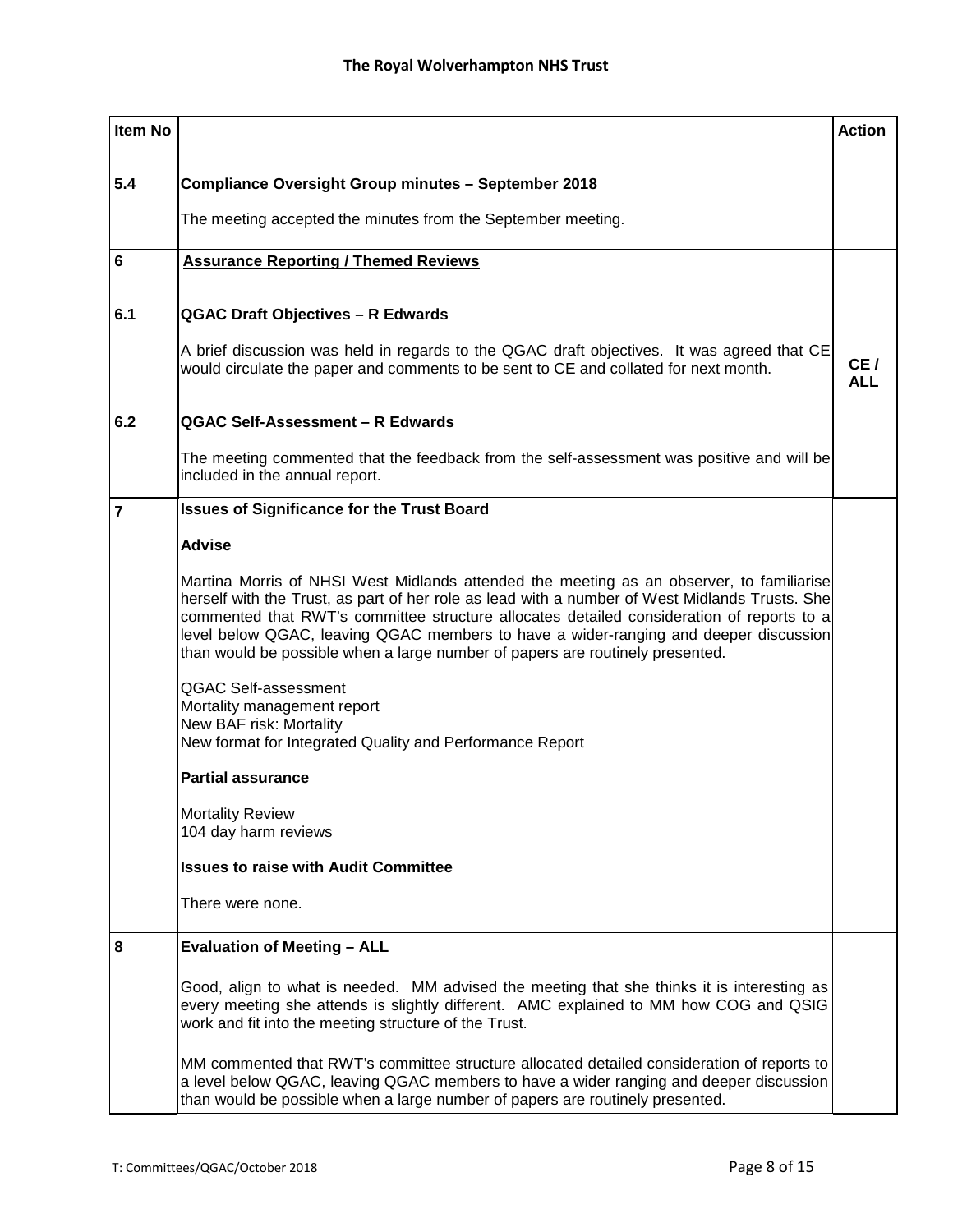| Item No | | Action |
|---|---|---|
| 5.4 | **Compliance Oversight Group minutes – September 2018**<br><br>The meeting accepted the minutes from the September meeting. | |
| 6 | **Assurance Reporting / Themed Reviews** | |
| 6.1 | **QGAC Draft Objectives – R Edwards**<br><br>A brief discussion was held in regards to the QGAC draft objectives. It was agreed that CE would circulate the paper and comments to be sent to CE and collated for next month. | **CE / ALL** |
| 6.2 | **QGAC Self-Assessment – R Edwards**<br><br>The meeting commented that the feedback from the self-assessment was positive and will be included in the annual report. | |
| 7 | **Issues of Significance for the Trust Board**<br><br>**Advise**<br><br>Martina Morris of NHSI West Midlands attended the meeting as an observer, to familiarise herself with the Trust, as part of her role as lead with a number of West Midlands Trusts. She commented that RWT's committee structure allocates detailed consideration of reports to a level below QGAC, leaving QGAC members to have a wider-ranging and deeper discussion than would be possible when a large number of papers are routinely presented.<br><br>QGAC Self-assessment<br>Mortality management report<br>New BAF risk: Mortality<br>New format for Integrated Quality and Performance Report<br><br>**Partial assurance**<br><br>Mortality Review<br>104 day harm reviews<br><br>**Issues to raise with Audit Committee**<br><br>There were none. | |
| 8 | **Evaluation of Meeting – ALL**<br><br>Good, align to what is needed. MM advised the meeting that she thinks it is interesting as every meeting she attends is slightly different. AMC explained to MM how COG and QSIG work and fit into the meeting structure of the Trust.<br><br>MM commented that RWT's committee structure allocated detailed consideration of reports to a level below QGAC, leaving QGAC members to have a wider ranging and deeper discussion than would be possible when a large number of papers are routinely presented. | |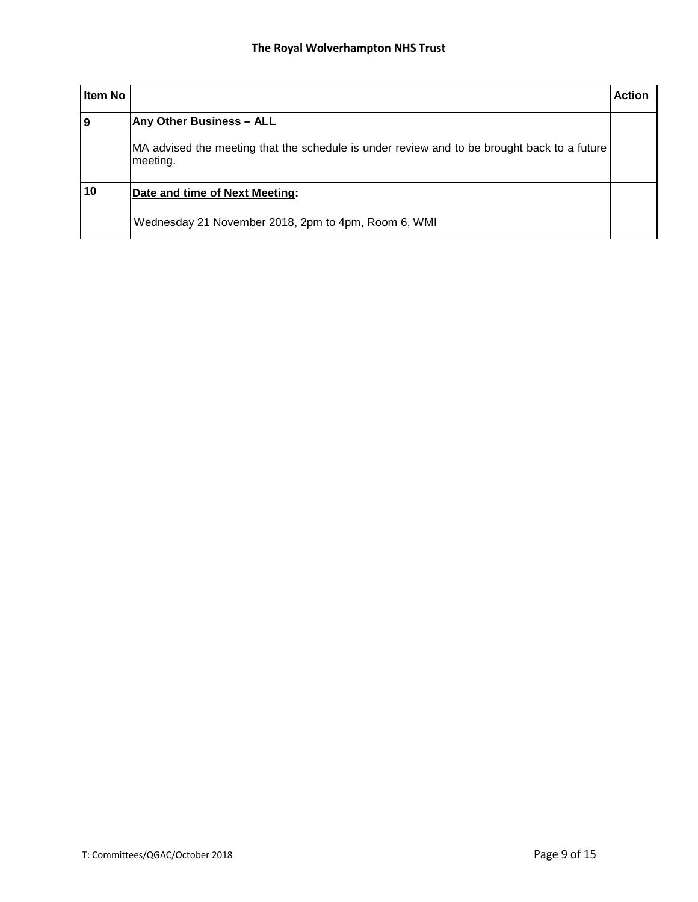| Item No | | Action |
|---|---|---|
| 9 | **Any Other Business – ALL**<br><br>MA advised the meeting that the schedule is under review and to be brought back to a future meeting. | |
| 10 | **<u>Date and time of Next Meeting</u>:**<br><br>Wednesday 21 November 2018, 2pm to 4pm, Room 6, WMI | |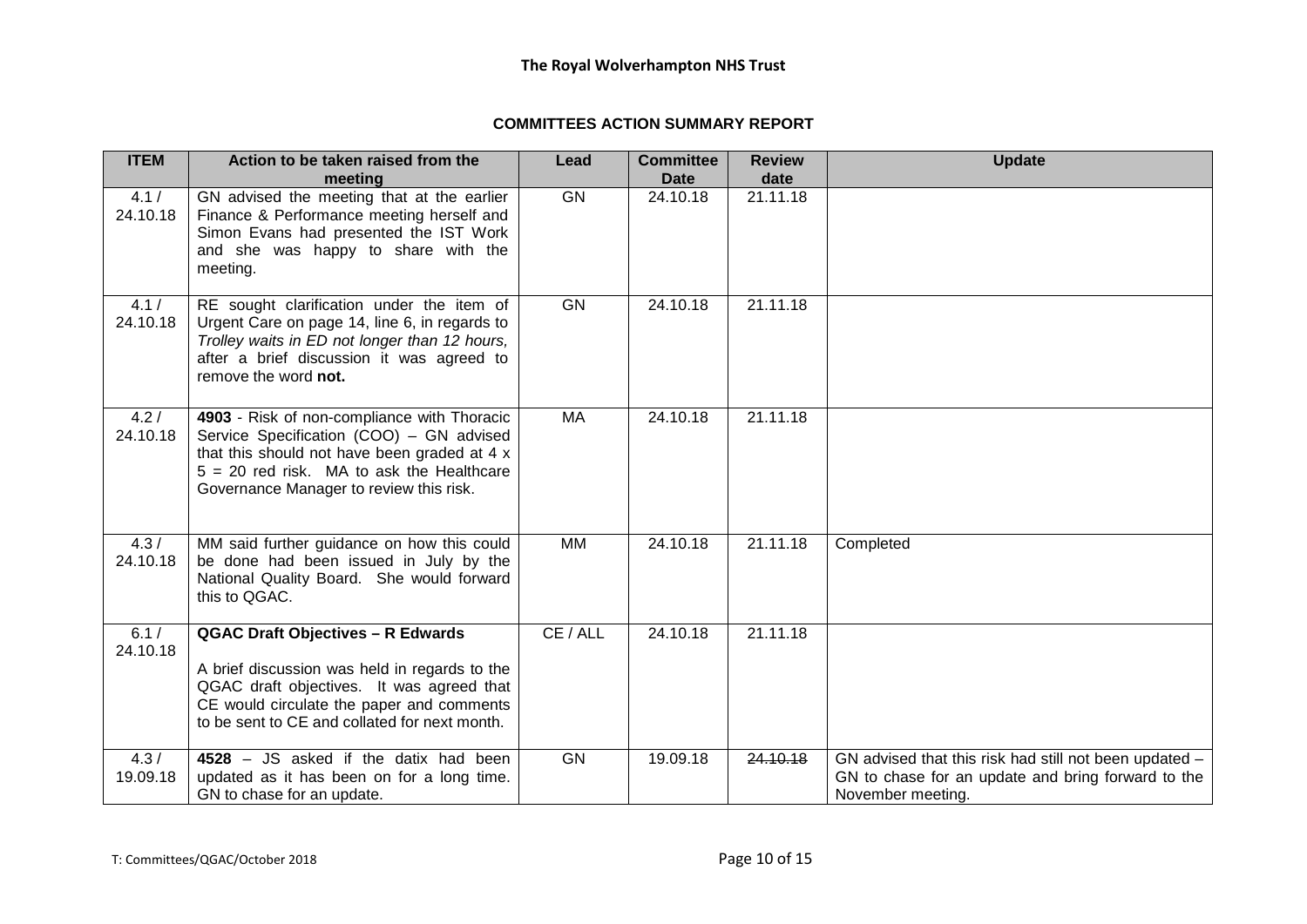# The Royal Wolverhampton NHS Trust

## COMMITTEES ACTION SUMMARY REPORT

| ITEM | Action to be taken raised from the meeting | Lead | Committee Date | Review date | Update |
|---|---|---|---|---|---|
| 4.1 / 24.10.18 | GN advised the meeting that at the earlier Finance & Performance meeting herself and Simon Evans had presented the IST Work and she was happy to share with the meeting. | GN | 24.10.18 | 21.11.18 | |
| 4.1 / 24.10.18 | RE sought clarification under the item of Urgent Care on page 14, line 6, in regards to *Trolley waits in ED not longer than 12 hours,* after a brief discussion it was agreed to remove the word **not.** | GN | 24.10.18 | 21.11.18 | |
| 4.2 / 24.10.18 | **4903** - Risk of non-compliance with Thoracic Service Specification (COO) – GN advised that this should not have been graded at 4 x 5 = 20 red risk. MA to ask the Healthcare Governance Manager to review this risk. | MA | 24.10.18 | 21.11.18 | |
| 4.3 / 24.10.18 | MM said further guidance on how this could be done had been issued in July by the National Quality Board. She would forward this to QGAC. | MM | 24.10.18 | 21.11.18 | Completed |
| 6.1 / 24.10.18 | **QGAC Draft Objectives – R Edwards**<br><br>A brief discussion was held in regards to the QGAC draft objectives. It was agreed that CE would circulate the paper and comments to be sent to CE and collated for next month. | CE / ALL | 24.10.18 | 21.11.18 | |
| 4.3 / 19.09.18 | **4528** – JS asked if the datix had been updated as it has been on for a long time. GN to chase for an update. | GN | 19.09.18 | ~~24.10.18~~ | GN advised that this risk had still not been updated – GN to chase for an update and bring forward to the November meeting. |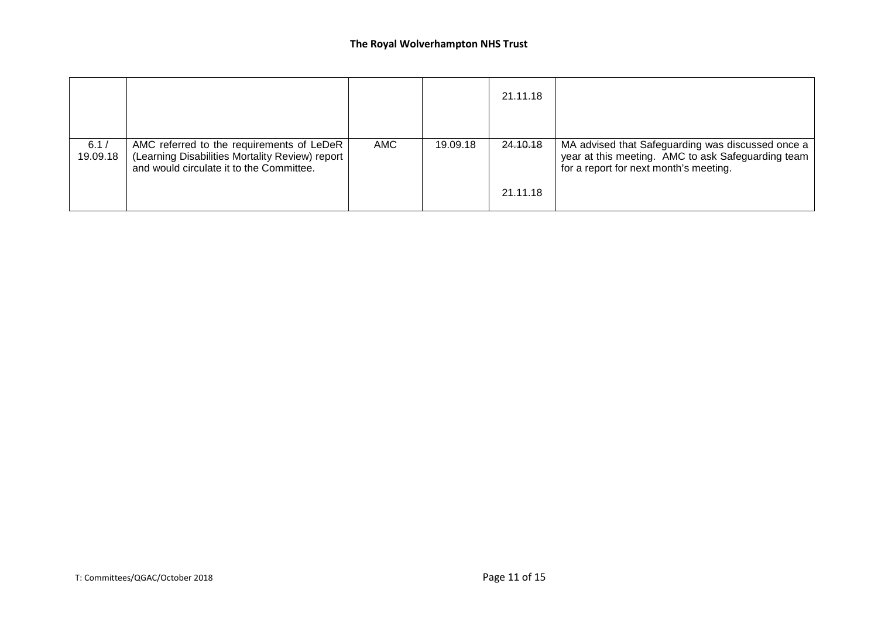| | | | | | |
|---|---|---|---|---|---|
| | | | | 21.11.18 | |
| 6.1 / 19.09.18 | AMC referred to the requirements of LeDeR (Learning Disabilities Mortality Review) report and would circulate it to the Committee. | AMC | 19.09.18 | ~~24.10.18~~ 21.11.18 | MA advised that Safeguarding was discussed once a year at this meeting. AMC to ask Safeguarding team for a report for next month's meeting. |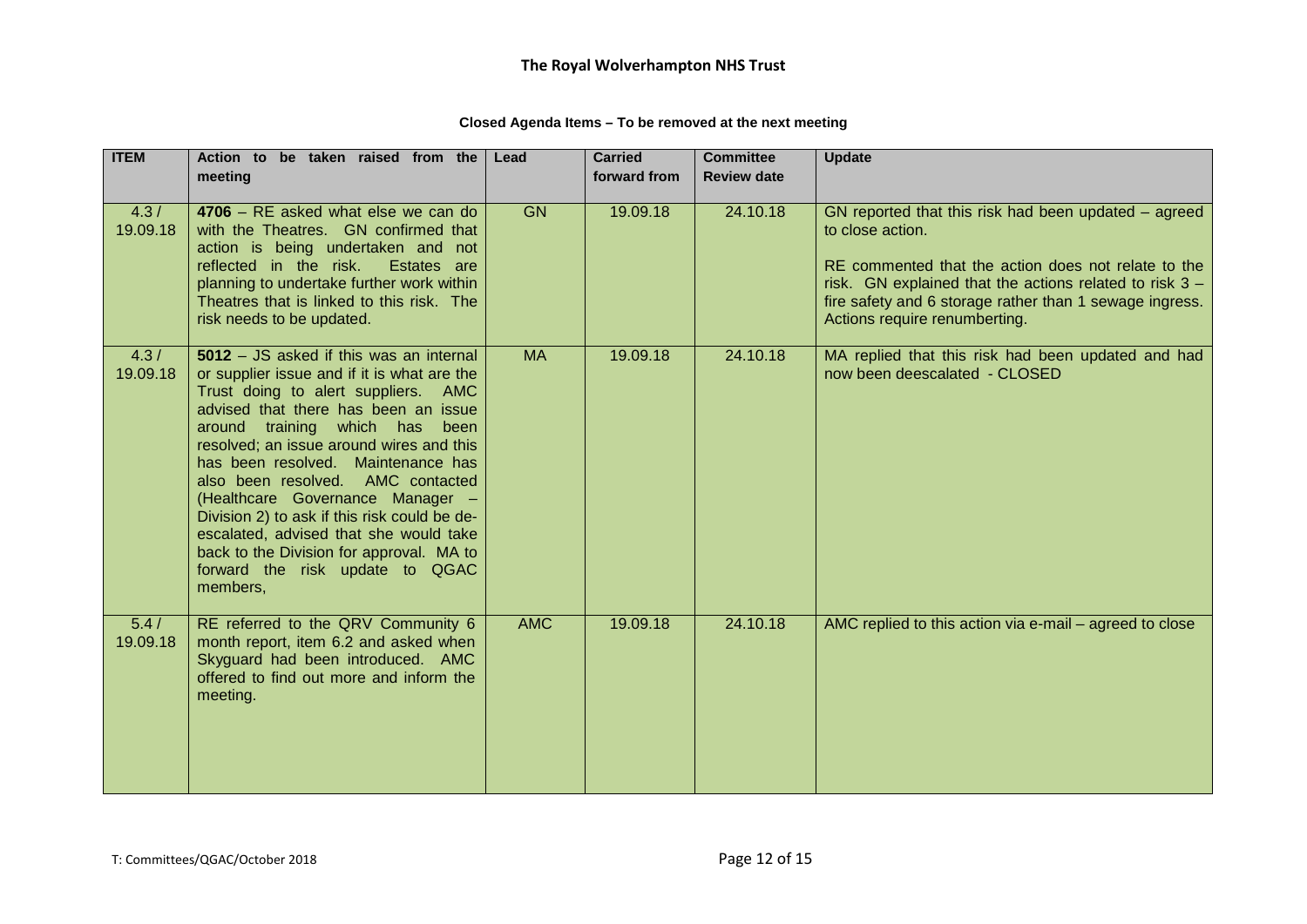## Closed Agenda Items – To be removed at the next meeting

| ITEM | Action to be taken raised from the meeting | Lead | Carried forward from | Committee Review date | Update |
|---|---|---|---|---|---|
| 4.3 / 19.09.18 | **4706** – RE asked what else we can do with the Theatres. GN confirmed that action is being undertaken and not reflected in the risk. Estates are planning to undertake further work within Theatres that is linked to this risk. The risk needs to be updated. | GN | 19.09.18 | 24.10.18 | GN reported that this risk had been updated – agreed to close action.<br><br>RE commented that the action does not relate to the risk. GN explained that the actions related to risk 3 – fire safety and 6 storage rather than 1 sewage ingress. Actions require renumberting. |
| 4.3 / 19.09.18 | **5012** – JS asked if this was an internal or supplier issue and if it is what are the Trust doing to alert suppliers. AMC advised that there has been an issue around training which has been resolved; an issue around wires and this has been resolved. Maintenance has also been resolved. AMC contacted (Healthcare Governance Manager – Division 2) to ask if this risk could be de-escalated, advised that she would take back to the Division for approval. MA to forward the risk update to QGAC members, | MA | 19.09.18 | 24.10.18 | MA replied that this risk had been updated and had now been deescalated - CLOSED |
| 5.4 / 19.09.18 | RE referred to the QRV Community 6 month report, item 6.2 and asked when Skyguard had been introduced. AMC offered to find out more and inform the meeting. | AMC | 19.09.18 | 24.10.18 | AMC replied to this action via e-mail – agreed to close |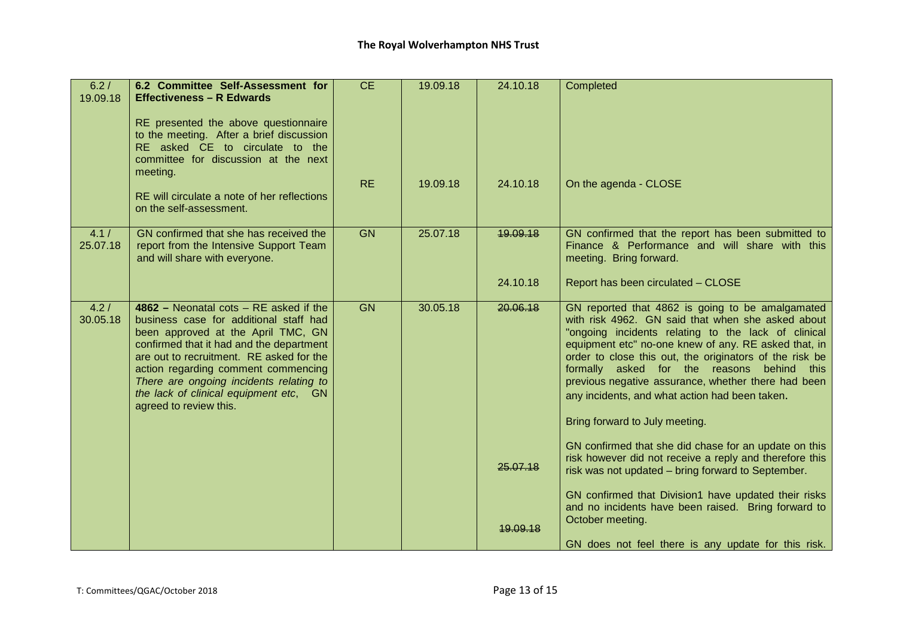| | | | | | |
|---|---|---|---|---|---|
| 6.2 / 19.09.18 | **6.2 Committee Self-Assessment for Effectiveness – R Edwards**<br><br>RE presented the above questionnaire to the meeting. After a brief discussion RE asked CE to circulate to the committee for discussion at the next meeting.<br><br>RE will circulate a note of her reflections on the self-assessment. | CE<br><br><br><br><br>RE | 19.09.18<br><br><br><br><br>19.09.18 | 24.10.18<br><br><br><br><br>24.10.18 | Completed<br><br><br><br><br>On the agenda - CLOSE |
| 4.1 / 25.07.18 | GN confirmed that she has received the report from the Intensive Support Team and will share with everyone. | GN | 25.07.18 | ~~19.09.18~~<br><br><br>24.10.18 | GN confirmed that the report has been submitted to Finance & Performance and will share with this meeting. Bring forward.<br><br>Report has been circulated – CLOSE |
| 4.2 / 30.05.18 | **4862 –** Neonatal cots – RE asked if the business case for additional staff had been approved at the April TMC, GN confirmed that it had and the department are out to recruitment. RE asked for the action regarding comment commencing *There are ongoing incidents relating to the lack of clinical equipment etc*, GN agreed to review this. | GN | 30.05.18 | ~~20.06.18~~<br><br><br><br><br><br><br><br><br><br>~~25.07.18~~<br><br><br><br>~~19.09.18~~ | GN reported that 4862 is going to be amalgamated with risk 4962. GN said that when she asked about "ongoing incidents relating to the lack of clinical equipment etc" no-one knew of any. RE asked that, in order to close this out, the originators of the risk be formally asked for the reasons behind this previous negative assurance, whether there had been any incidents, and what action had been taken.<br><br>Bring forward to July meeting.<br><br>GN confirmed that she did chase for an update on this risk however did not receive a reply and therefore this risk was not updated – bring forward to September.<br><br>GN confirmed that Division1 have updated their risks and no incidents have been raised. Bring forward to October meeting.<br><br>GN does not feel there is any update for this risk. |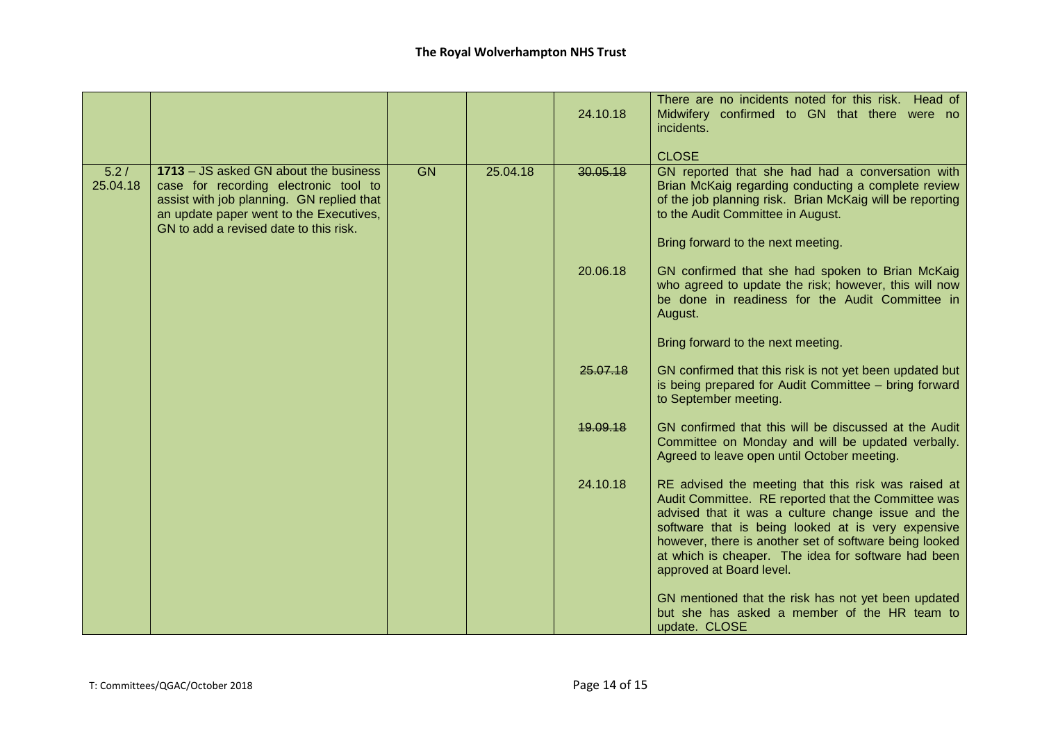| | | | | | |
|---|---|---|---|---|---|
| | | | | 24.10.18 | There are no incidents noted for this risk. Head of Midwifery confirmed to GN that there were no incidents.<br><br>CLOSE |
| 5.2 / 25.04.18 | **1713** – JS asked GN about the business case for recording electronic tool to assist with job planning. GN replied that an update paper went to the Executives, GN to add a revised date to this risk. | GN | 25.04.18 | ~~30.05.18~~ | GN reported that she had had a conversation with Brian McKaig regarding conducting a complete review of the job planning risk. Brian McKaig will be reporting to the Audit Committee in August.<br><br>Bring forward to the next meeting. |
| | | | | 20.06.18 | GN confirmed that she had spoken to Brian McKaig who agreed to update the risk; however, this will now be done in readiness for the Audit Committee in August.<br><br>Bring forward to the next meeting. |
| | | | | ~~25.07.18~~ | GN confirmed that this risk is not yet been updated but is being prepared for Audit Committee – bring forward to September meeting. |
| | | | | ~~19.09.18~~ | GN confirmed that this will be discussed at the Audit Committee on Monday and will be updated verbally. Agreed to leave open until October meeting. |
| | | | | 24.10.18 | RE advised the meeting that this risk was raised at Audit Committee. RE reported that the Committee was advised that it was a culture change issue and the software that is being looked at is very expensive however, there is another set of software being looked at which is cheaper. The idea for software had been approved at Board level.<br><br>GN mentioned that the risk has not yet been updated but she has asked a member of the HR team to update. CLOSE |